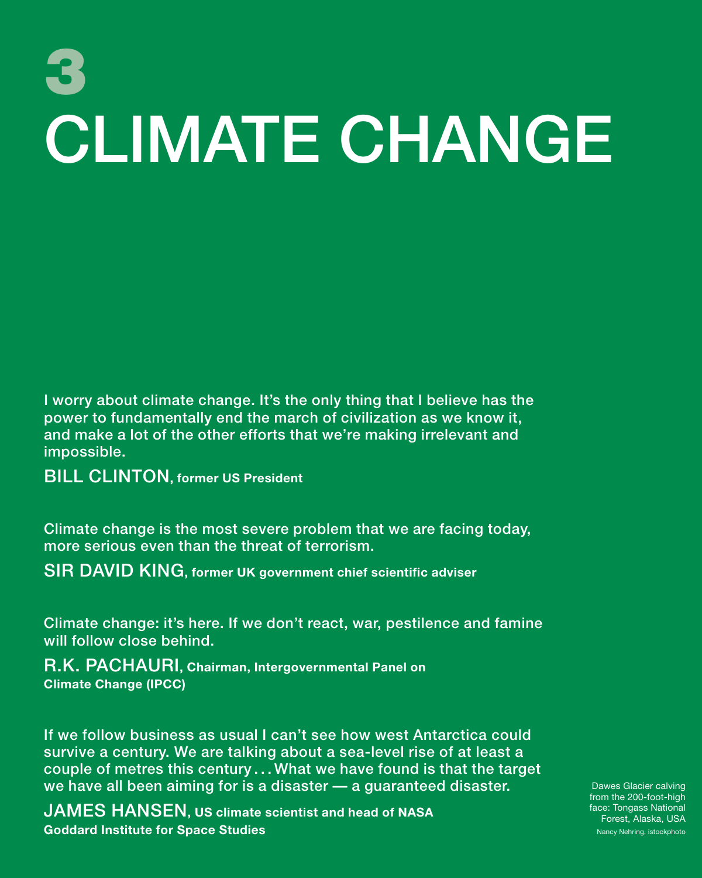# 3
# CLIMATE CHANGE

I worry about climate change. It's the only thing that I believe has the power to fundamentally end the march of civilization as we know it, and make a lot of the other efforts that we're making irrelevant and impossible.

BILL CLINTON, **former US President**

Climate change is the most severe problem that we are facing today, more serious even than the threat of terrorism.

SIR DAVID KING, **former UK government chief scientific adviser**

Climate change: it's here. If we don't react, war, pestilence and famine will follow close behind.

R.K. PACHAURI, **Chairman, Intergovernmental Panel on Climate Change (IPCC)**

If we follow business as usual I can't see how west Antarctica could survive a century. We are talking about a sea-level rise of at least a couple of metres this century . . . What we have found is that the target we have all been aiming for is a disaster — a guaranteed disaster.

JAMES HANSEN, **US climate scientist and head of NASA Goddard Institute for Space Studies**

Dawes Glacier calving from the 200-foot-high face: Tongass National Forest, Alaska, USA

Nancy Nehring, istockphoto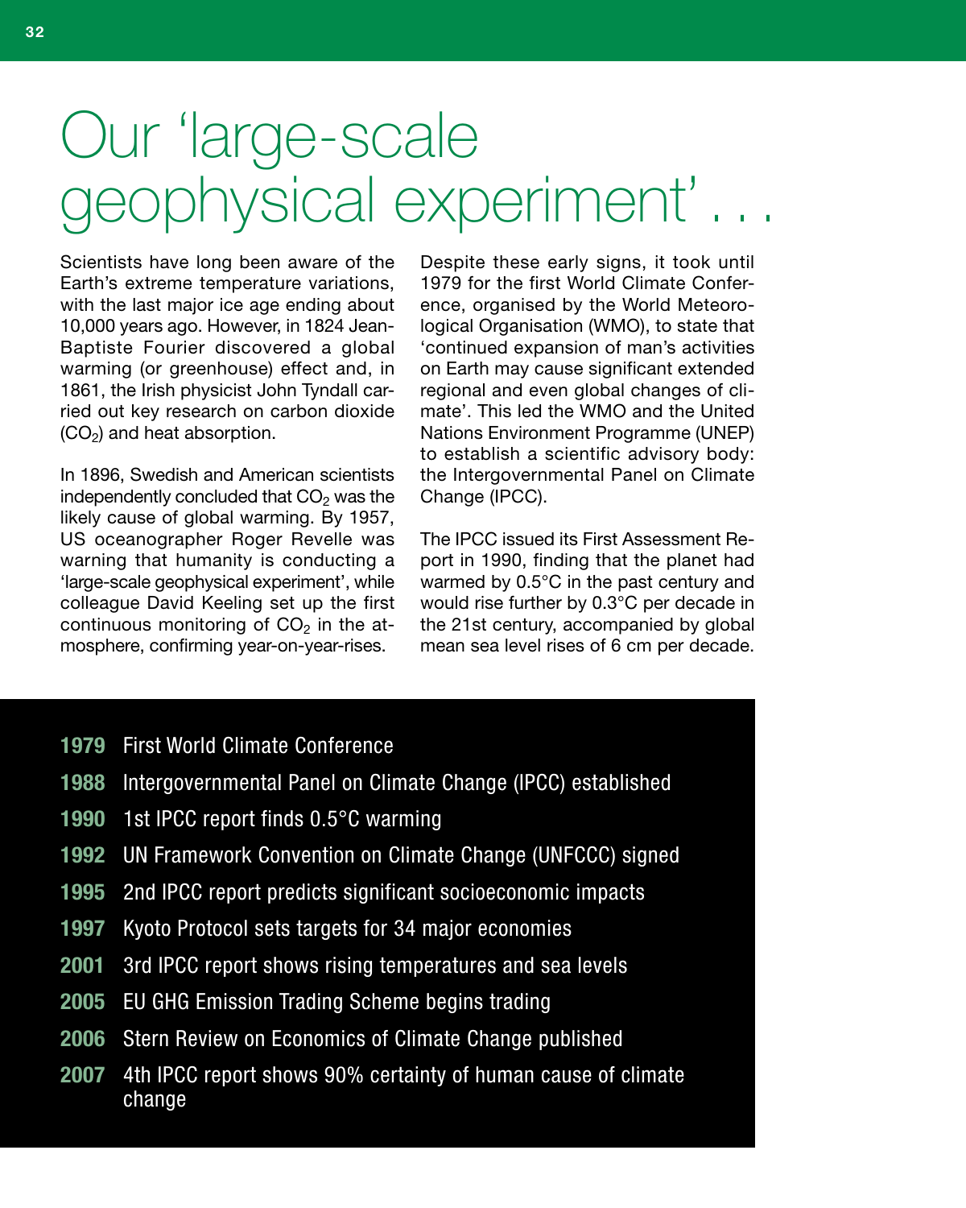# Our 'large-scale geophysical experiment' . . .

Scientists have long been aware of the Earth's extreme temperature variations, with the last major ice age ending about 10,000 years ago. However, in 1824 Jean-Baptiste Fourier discovered a global warming (or greenhouse) effect and, in 1861, the Irish physicist John Tyndall carried out key research on carbon dioxide ($CO_2$) and heat absorption.

In 1896, Swedish and American scientists independently concluded that $CO_2$ was the likely cause of global warming. By 1957, US oceanographer Roger Revelle was warning that humanity is conducting a 'large-scale geophysical experiment', while colleague David Keeling set up the first continuous monitoring of $CO_2$ in the atmosphere, confirming year-on-year-rises.

Despite these early signs, it took until 1979 for the first World Climate Conference, organised by the World Meteorological Organisation (WMO), to state that 'continued expansion of man's activities on Earth may cause significant extended regional and even global changes of climate'. This led the WMO and the United Nations Environment Programme (UNEP) to establish a scientific advisory body: the Intergovernmental Panel on Climate Change (IPCC).

The IPCC issued its First Assessment Report in 1990, finding that the planet had warmed by 0.5°C in the past century and would rise further by 0.3°C per decade in the 21st century, accompanied by global mean sea level rises of 6 cm per decade.

- **1979** First World Climate Conference
- **1988** Intergovernmental Panel on Climate Change (IPCC) established
- **1990** 1st IPCC report finds 0.5°C warming
- **1992** UN Framework Convention on Climate Change (UNFCCC) signed
- **1995** 2nd IPCC report predicts significant socioeconomic impacts
- **1997** Kyoto Protocol sets targets for 34 major economies
- **2001** 3rd IPCC report shows rising temperatures and sea levels
- **2005** EU GHG Emission Trading Scheme begins trading
- **2006** Stern Review on Economics of Climate Change published
- **2007** 4th IPCC report shows 90% certainty of human cause of climate change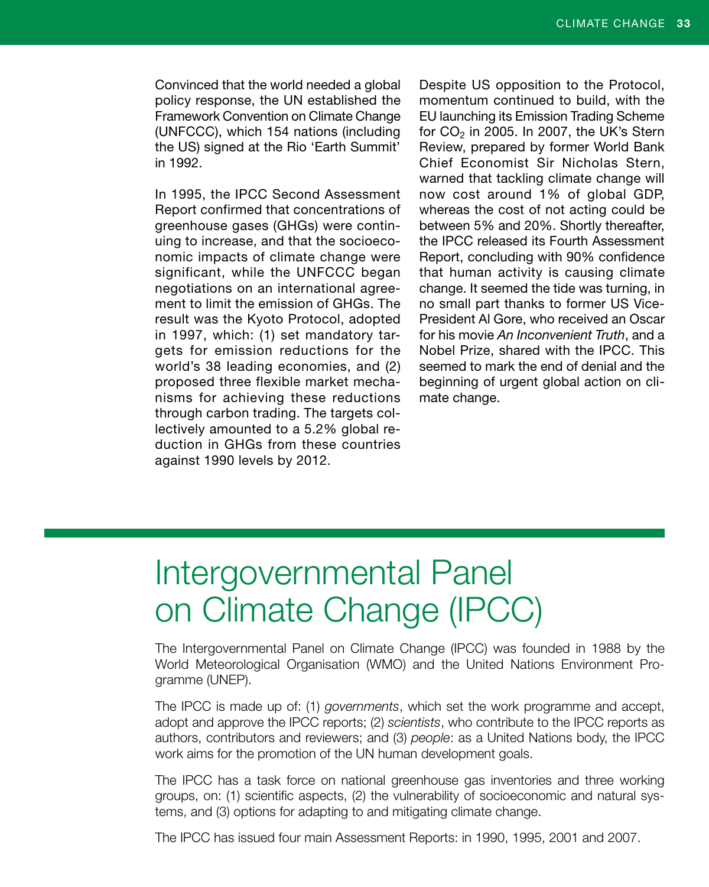Convinced that the world needed a global policy response, the UN established the Framework Convention on Climate Change (UNFCCC), which 154 nations (including the US) signed at the Rio 'Earth Summit' in 1992.

In 1995, the IPCC Second Assessment Report confirmed that concentrations of greenhouse gases (GHGs) were continuing to increase, and that the socioeconomic impacts of climate change were significant, while the UNFCCC began negotiations on an international agreement to limit the emission of GHGs. The result was the Kyoto Protocol, adopted in 1997, which: (1) set mandatory targets for emission reductions for the world's 38 leading economies, and (2) proposed three flexible market mechanisms for achieving these reductions through carbon trading. The targets collectively amounted to a 5.2% global reduction in GHGs from these countries against 1990 levels by 2012.

Despite US opposition to the Protocol, momentum continued to build, with the EU launching its Emission Trading Scheme for $CO_2$ in 2005. In 2007, the UK's Stern Review, prepared by former World Bank Chief Economist Sir Nicholas Stern, warned that tackling climate change will now cost around 1% of global GDP, whereas the cost of not acting could be between 5% and 20%. Shortly thereafter, the IPCC released its Fourth Assessment Report, concluding with 90% confidence that human activity is causing climate change. It seemed the tide was turning, in no small part thanks to former US Vice-President Al Gore, who received an Oscar for his movie *An Inconvenient Truth*, and a Nobel Prize, shared with the IPCC. This seemed to mark the end of denial and the beginning of urgent global action on climate change.

## Intergovernmental Panel on Climate Change (IPCC)

The Intergovernmental Panel on Climate Change (IPCC) was founded in 1988 by the World Meteorological Organisation (WMO) and the United Nations Environment Programme (UNEP).

The IPCC is made up of: (1) *governments*, which set the work programme and accept, adopt and approve the IPCC reports; (2) *scientists*, who contribute to the IPCC reports as authors, contributors and reviewers; and (3) *people*: as a United Nations body, the IPCC work aims for the promotion of the UN human development goals.

The IPCC has a task force on national greenhouse gas inventories and three working groups, on: (1) scientific aspects, (2) the vulnerability of socioeconomic and natural systems, and (3) options for adapting to and mitigating climate change.

The IPCC has issued four main Assessment Reports: in 1990, 1995, 2001 and 2007.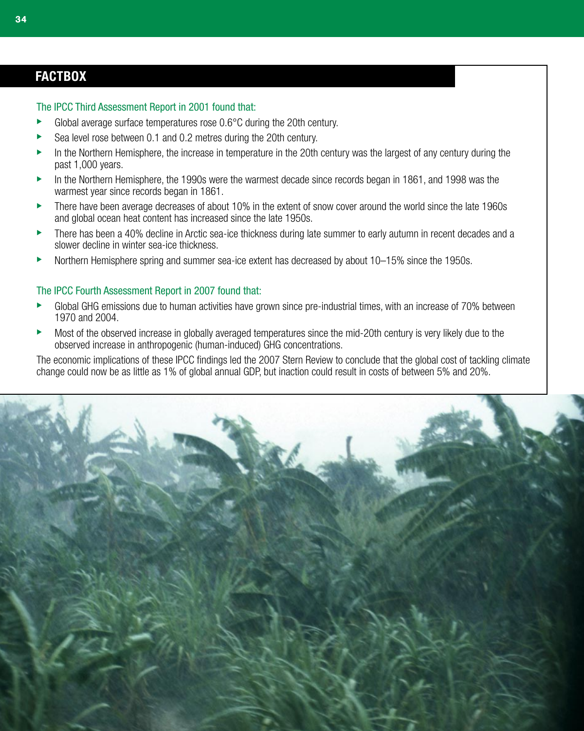## FACTBOX

The IPCC Third Assessment Report in 2001 found that:

- Global average surface temperatures rose 0.6°C during the 20th century.
- Sea level rose between 0.1 and 0.2 metres during the 20th century.
- In the Northern Hemisphere, the increase in temperature in the 20th century was the largest of any century during the past 1,000 years.
- In the Northern Hemisphere, the 1990s were the warmest decade since records began in 1861, and 1998 was the warmest year since records began in 1861.
- There have been average decreases of about 10% in the extent of snow cover around the world since the late 1960s and global ocean heat content has increased since the late 1950s.
- There has been a 40% decline in Arctic sea-ice thickness during late summer to early autumn in recent decades and a slower decline in winter sea-ice thickness.
- Northern Hemisphere spring and summer sea-ice extent has decreased by about 10–15% since the 1950s.

The IPCC Fourth Assessment Report in 2007 found that:

- Global GHG emissions due to human activities have grown since pre-industrial times, with an increase of 70% between 1970 and 2004.
- Most of the observed increase in globally averaged temperatures since the mid-20th century is very likely due to the observed increase in anthropogenic (human-induced) GHG concentrations.

The economic implications of these IPCC findings led the 2007 Stern Review to conclude that the global cost of tackling climate change could now be as little as 1% of global annual GDP, but inaction could result in costs of between 5% and 20%.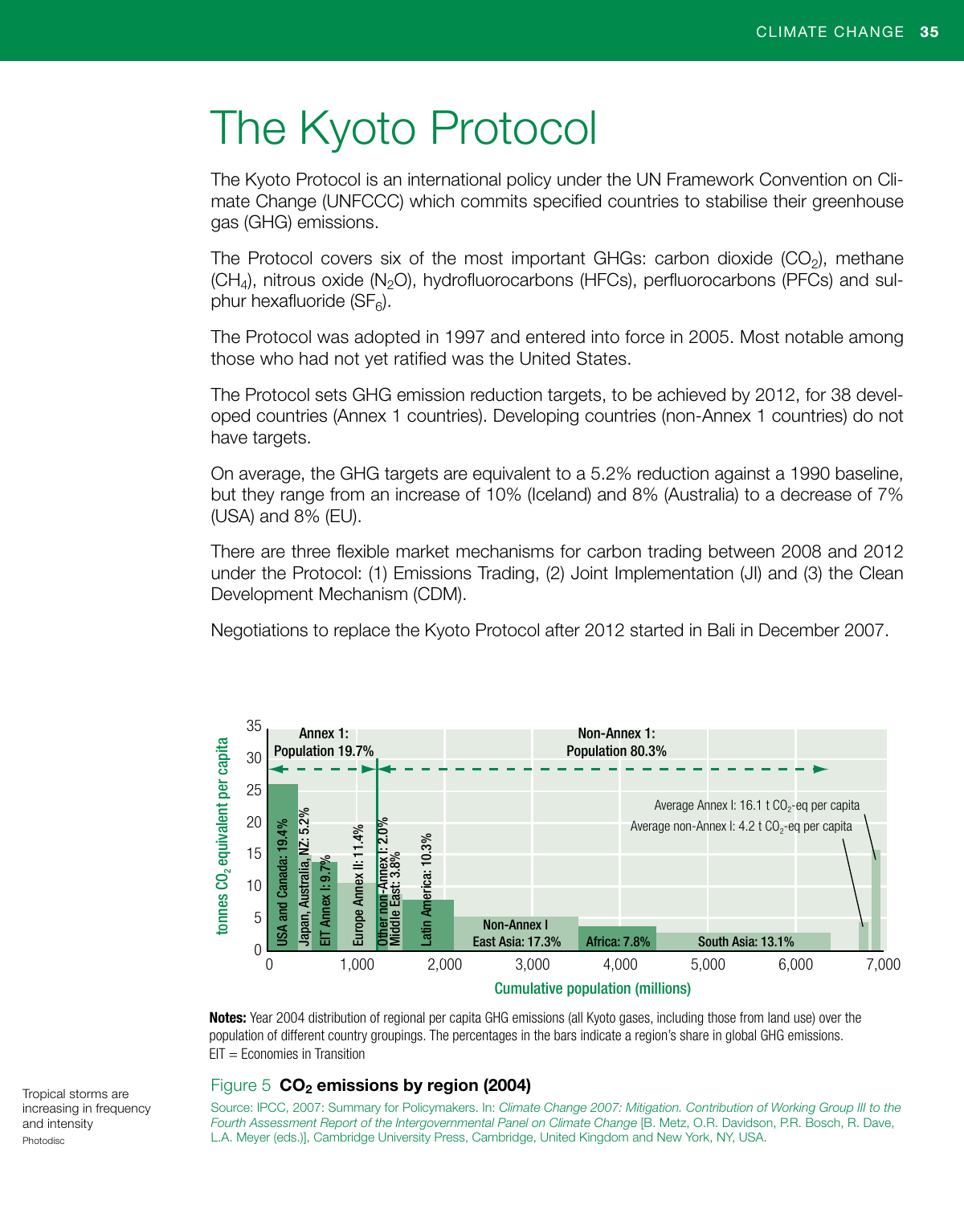# The Kyoto Protocol

The Kyoto Protocol is an international policy under the UN Framework Convention on Climate Change (UNFCCC) which commits specified countries to stabilise their greenhouse gas (GHG) emissions.

The Protocol covers six of the most important GHGs: carbon dioxide ($CO_2$), methane ($CH_4$), nitrous oxide ($N_2O$), hydrofluorocarbons (HFCs), perfluorocarbons (PFCs) and sulphur hexafluoride ($SF_6$).

The Protocol was adopted in 1997 and entered into force in 2005. Most notable among those who had not yet ratified was the United States.

The Protocol sets GHG emission reduction targets, to be achieved by 2012, for 38 developed countries (Annex 1 countries). Developing countries (non-Annex 1 countries) do not have targets.

On average, the GHG targets are equivalent to a 5.2% reduction against a 1990 baseline, but they range from an increase of 10% (Iceland) and 8% (Australia) to a decrease of 7% (USA) and 8% (EU).

There are three flexible market mechanisms for carbon trading between 2008 and 2012 under the Protocol: (1) Emissions Trading, (2) Joint Implementation (JI) and (3) the Clean Development Mechanism (CDM).

Negotiations to replace the Kyoto Protocol after 2012 started in Bali in December 2007.

**Notes:** Year 2004 distribution of regional per capita GHG emissions (all Kyoto gases, including those from land use) over the population of different country groupings. The percentages in the bars indicate a region's share in global GHG emissions. EIT = Economies in Transition

Figure 5 **$CO_2$ emissions by region (2004)**

Source: IPCC, 2007: Summary for Policymakers. In: *Climate Change 2007: Mitigation. Contribution of Working Group III to the Fourth Assessment Report of the Intergovernmental Panel on Climate Change* [B. Metz, O.R. Davidson, P.R. Bosch, R. Dave, L.A. Meyer (eds.)], Cambridge University Press, Cambridge, United Kingdom and New York, NY, USA.

Tropical storms are increasing in frequency and intensity

Photodisc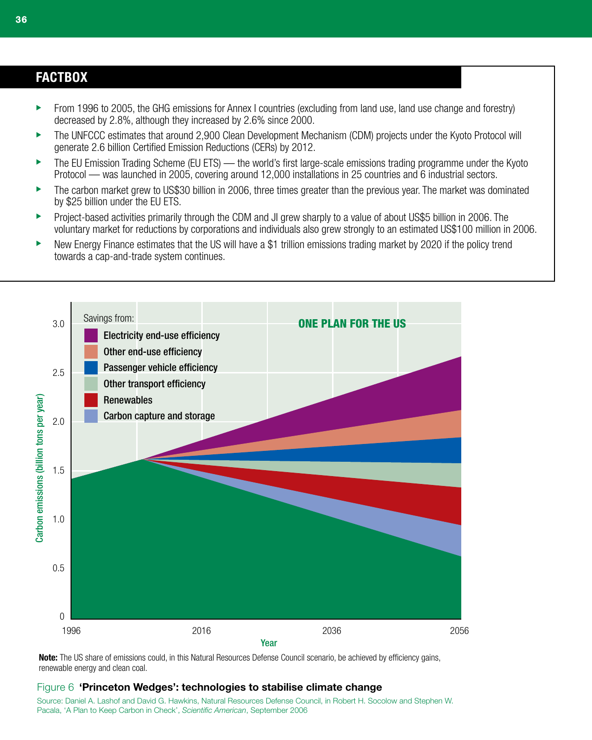## FACTBOX

- From 1996 to 2005, the GHG emissions for Annex I countries (excluding from land use, land use change and forestry) decreased by 2.8%, although they increased by 2.6% since 2000.
- The UNFCCC estimates that around 2,900 Clean Development Mechanism (CDM) projects under the Kyoto Protocol will generate 2.6 billion Certified Emission Reductions (CERs) by 2012.
- The EU Emission Trading Scheme (EU ETS) — the world's first large-scale emissions trading programme under the Kyoto Protocol — was launched in 2005, covering around 12,000 installations in 25 countries and 6 industrial sectors.
- The carbon market grew to US$30 billion in 2006, three times greater than the previous year. The market was dominated by $25 billion under the EU ETS.
- Project-based activities primarily through the CDM and JI grew sharply to a value of about US$5 billion in 2006. The voluntary market for reductions by corporations and individuals also grew strongly to an estimated US$100 million in 2006.
- New Energy Finance estimates that the US will have a $1 trillion emissions trading market by 2020 if the policy trend towards a cap-and-trade system continues.

**Note:** The US share of emissions could, in this Natural Resources Defense Council scenario, be achieved by efficiency gains, renewable energy and clean coal.

Figure 6 **'Princeton Wedges': technologies to stabilise climate change**

Source: Daniel A. Lashof and David G. Hawkins, Natural Resources Defense Council, in Robert H. Socolow and Stephen W. Pacala, 'A Plan to Keep Carbon in Check', *Scientific American*, September 2006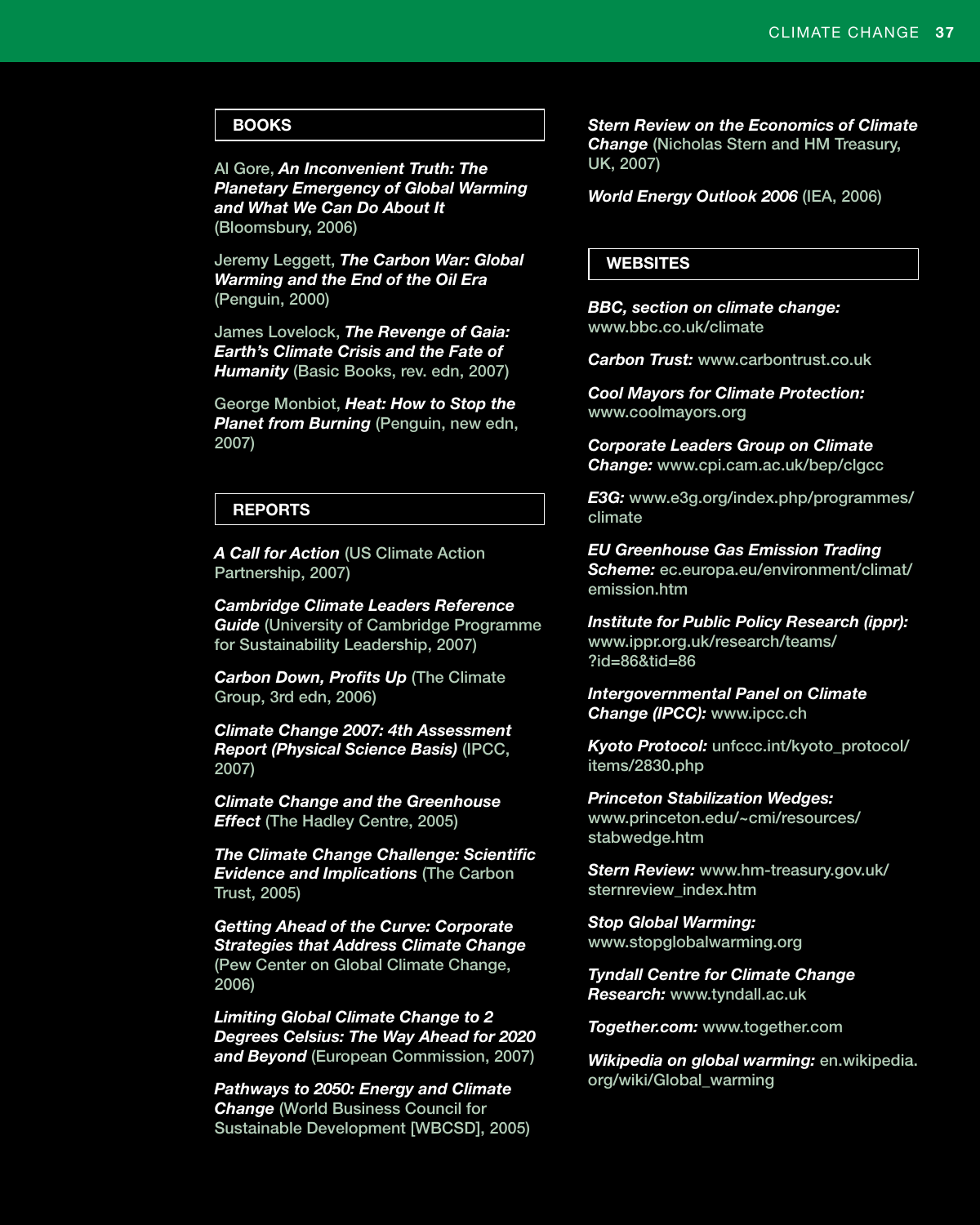## BOOKS

Al Gore, ***An Inconvenient Truth: The Planetary Emergency of Global Warming and What We Can Do About It*** (Bloomsbury, 2006)

Jeremy Leggett, ***The Carbon War: Global Warming and the End of the Oil Era*** (Penguin, 2000)

James Lovelock, ***The Revenge of Gaia: Earth's Climate Crisis and the Fate of Humanity*** (Basic Books, rev. edn, 2007)

George Monbiot, ***Heat: How to Stop the Planet from Burning*** (Penguin, new edn, 2007)

## REPORTS

***A Call for Action*** (US Climate Action Partnership, 2007)

***Cambridge Climate Leaders Reference Guide*** (University of Cambridge Programme for Sustainability Leadership, 2007)

***Carbon Down, Profits Up*** (The Climate Group, 3rd edn, 2006)

***Climate Change 2007: 4th Assessment Report (Physical Science Basis)*** (IPCC, 2007)

***Climate Change and the Greenhouse Effect*** (The Hadley Centre, 2005)

***The Climate Change Challenge: Scientific Evidence and Implications*** (The Carbon Trust, 2005)

***Getting Ahead of the Curve: Corporate Strategies that Address Climate Change*** (Pew Center on Global Climate Change, 2006)

***Limiting Global Climate Change to 2 Degrees Celsius: The Way Ahead for 2020 and Beyond*** (European Commission, 2007)

***Pathways to 2050: Energy and Climate Change*** (World Business Council for Sustainable Development [WBCSD], 2005)

***Stern Review on the Economics of Climate Change*** (Nicholas Stern and HM Treasury, UK, 2007)

***World Energy Outlook 2006*** (IEA, 2006)

## WEBSITES

***BBC, section on climate change:*** www.bbc.co.uk/climate

***Carbon Trust:*** www.carbontrust.co.uk

***Cool Mayors for Climate Protection:*** www.coolmayors.org

***Corporate Leaders Group on Climate Change:*** www.cpi.cam.ac.uk/bep/clgcc

***E3G:*** www.e3g.org/index.php/programmes/climate

***EU Greenhouse Gas Emission Trading Scheme:*** ec.europa.eu/environment/climat/emission.htm

***Institute for Public Policy Research (ippr):*** www.ippr.org.uk/research/teams/?id=86&tid=86

***Intergovernmental Panel on Climate Change (IPCC):*** www.ipcc.ch

***Kyoto Protocol:*** unfccc.int/kyoto_protocol/items/2830.php

***Princeton Stabilization Wedges:*** www.princeton.edu/~cmi/resources/stabwedge.htm

***Stern Review:*** www.hm-treasury.gov.uk/sternreview_index.htm

***Stop Global Warming:*** www.stopglobalwarming.org

***Tyndall Centre for Climate Change Research:*** www.tyndall.ac.uk

***Together.com:*** www.together.com

***Wikipedia on global warming:*** en.wikipedia.org/wiki/Global_warming